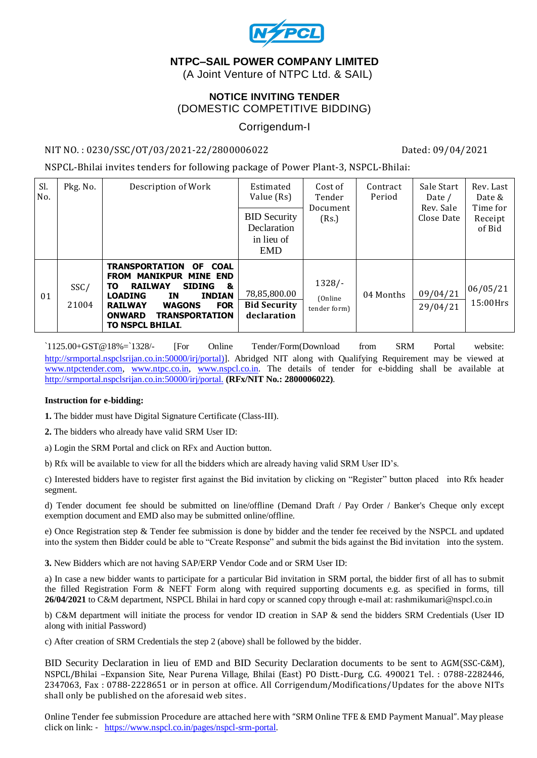NSPCL

## NTPC–SAIL POWER COMPANY LIMITED

(A Joint Venture of NTPC Ltd. & SAIL)

## NOTICE INVITING TENDER

(DOMESTIC COMPETITIVE BIDDING)

Corrigendum-I

NIT NO. : 0230/SSC/OT/03/2021-22/2800006022 Dated: 09/04/2021

NSPCL-Bhilai invites tenders for following package of Power Plant-3, NSPCL-Bhilai:

| Sl. No. | Pkg. No. | Description of Work | Estimated Value (Rs) / BID Security Declaration in lieu of EMD | Cost of Tender Document (Rs.) | Contract Period | Sale Start Date / Rev. Sale Close Date | Rev. Last Date & Time for Receipt of Bid |
|---|---|---|---|---|---|---|---|
| 01 | SSC/ 21004 | **TRANSPORTATION OF COAL FROM MANIKPUR MINE END TO RAILWAY SIDING & LOADING IN INDIAN RAILWAY WAGONS FOR ONWARD TRANSPORTATION TO NSPCL BHILAI.** | 78,85,800.00 **Bid Security declaration** | 1328/- (Online tender form) | 04 Months | 09/04/21 29/04/21 | 06/05/21 15:00Hrs |

`1125.00+GST@18%=`1328/- [For Online Tender/Form(Download from SRM Portal website: http://srmportal.nspclsrijan.co.in:50000/irj/portal)]. Abridged NIT along with Qualifying Requirement may be viewed at www.ntpctender.com, www.ntpc.co.in, www.nspcl.co.in. The details of tender for e-bidding shall be available at http://srmportal.nspclsrijan.co.in:50000/irj/portal. **(RFx/NIT No.: 2800006022)**.

**Instruction for e-bidding:**

**1.** The bidder must have Digital Signature Certificate (Class-III).

**2.** The bidders who already have valid SRM User ID:

a) Login the SRM Portal and click on RFx and Auction button.

b) Rfx will be available to view for all the bidders which are already having valid SRM User ID's.

c) Interested bidders have to register first against the Bid invitation by clicking on "Register" button placed into Rfx header segment.

d) Tender document fee should be submitted on line/offline (Demand Draft / Pay Order / Banker's Cheque only except exemption document and EMD also may be submitted online/offline.

e) Once Registration step & Tender fee submission is done by bidder and the tender fee received by the NSPCL and updated into the system then Bidder could be able to "Create Response" and submit the bids against the Bid invitation into the system.

**3.** New Bidders which are not having SAP/ERP Vendor Code and or SRM User ID:

a) In case a new bidder wants to participate for a particular Bid invitation in SRM portal, the bidder first of all has to submit the filled Registration Form & NEFT Form along with required supporting documents e.g. as specified in forms, till **26/04/2021** to C&M department, NSPCL Bhilai in hard copy or scanned copy through e-mail at: rashmikumari@nspcl.co.in

b) C&M department will initiate the process for vendor ID creation in SAP & send the bidders SRM Credentials (User ID along with initial Password)

c) After creation of SRM Credentials the step 2 (above) shall be followed by the bidder.

BID Security Declaration in lieu of EMD and BID Security Declaration documents to be sent to AGM(SSC-C&M), NSPCL/Bhilai –Expansion Site, Near Purena Village, Bhilai (East) PO Distt.-Durg, C.G. 490021 Tel. : 0788-2282446, 2347063, Fax : 0788-2228651 or in person at office. All Corrigendum/Modifications/Updates for the above NITs shall only be published on the aforesaid web sites.

Online Tender fee submission Procedure are attached here with "SRM Online TFE & EMD Payment Manual". May please click on link: - https://www.nspcl.co.in/pages/nspcl-srm-portal.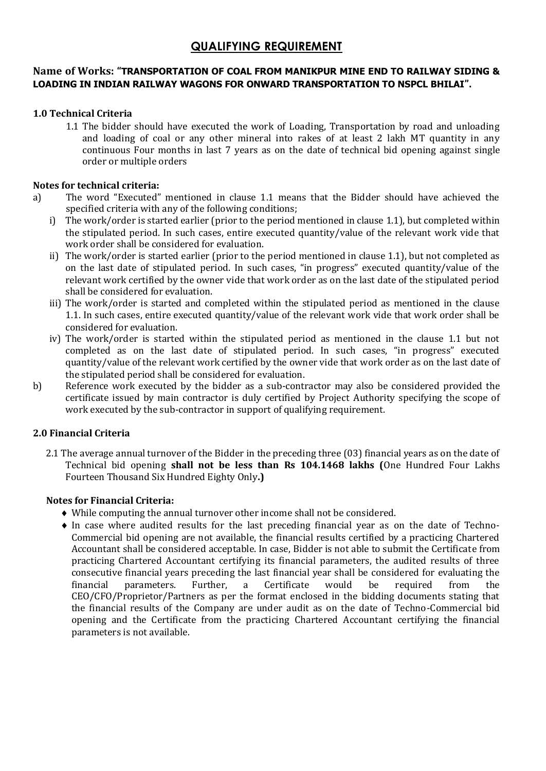# QUALIFYING REQUIREMENT

**Name of Works: "TRANSPORTATION OF COAL FROM MANIKPUR MINE END TO RAILWAY SIDING & LOADING IN INDIAN RAILWAY WAGONS FOR ONWARD TRANSPORTATION TO NSPCL BHILAI".**

### 1.0 Technical Criteria

1.1 The bidder should have executed the work of Loading, Transportation by road and unloading and loading of coal or any other mineral into rakes of at least 2 lakh MT quantity in any continuous Four months in last 7 years as on the date of technical bid opening against single order or multiple orders

**Notes for technical criteria:**

a) The word "Executed" mentioned in clause 1.1 means that the Bidder should have achieved the specified criteria with any of the following conditions;

   i) The work/order is started earlier (prior to the period mentioned in clause 1.1), but completed within the stipulated period. In such cases, entire executed quantity/value of the relevant work vide that work order shall be considered for evaluation.

   ii) The work/order is started earlier (prior to the period mentioned in clause 1.1), but not completed as on the last date of stipulated period. In such cases, "in progress" executed quantity/value of the relevant work certified by the owner vide that work order as on the last date of the stipulated period shall be considered for evaluation.

   iii) The work/order is started and completed within the stipulated period as mentioned in the clause 1.1. In such cases, entire executed quantity/value of the relevant work vide that work order shall be considered for evaluation.

   iv) The work/order is started within the stipulated period as mentioned in the clause 1.1 but not completed as on the last date of stipulated period. In such cases, "in progress" executed quantity/value of the relevant work certified by the owner vide that work order as on the last date of the stipulated period shall be considered for evaluation.

b) Reference work executed by the bidder as a sub-contractor may also be considered provided the certificate issued by main contractor is duly certified by Project Authority specifying the scope of work executed by the sub-contractor in support of qualifying requirement.

### 2.0 Financial Criteria

2.1 The average annual turnover of the Bidder in the preceding three (03) financial years as on the date of Technical bid opening **shall not be less than Rs 104.1468 lakhs (**One Hundred Four Lakhs Fourteen Thousand Six Hundred Eighty Only**.)**

**Notes for Financial Criteria:**

- While computing the annual turnover other income shall not be considered.
- In case where audited results for the last preceding financial year as on the date of Techno-Commercial bid opening are not available, the financial results certified by a practicing Chartered Accountant shall be considered acceptable. In case, Bidder is not able to submit the Certificate from practicing Chartered Accountant certifying its financial parameters, the audited results of three consecutive financial years preceding the last financial year shall be considered for evaluating the financial parameters. Further, a Certificate would be required from the CEO/CFO/Proprietor/Partners as per the format enclosed in the bidding documents stating that the financial results of the Company are under audit as on the date of Techno-Commercial bid opening and the Certificate from the practicing Chartered Accountant certifying the financial parameters is not available.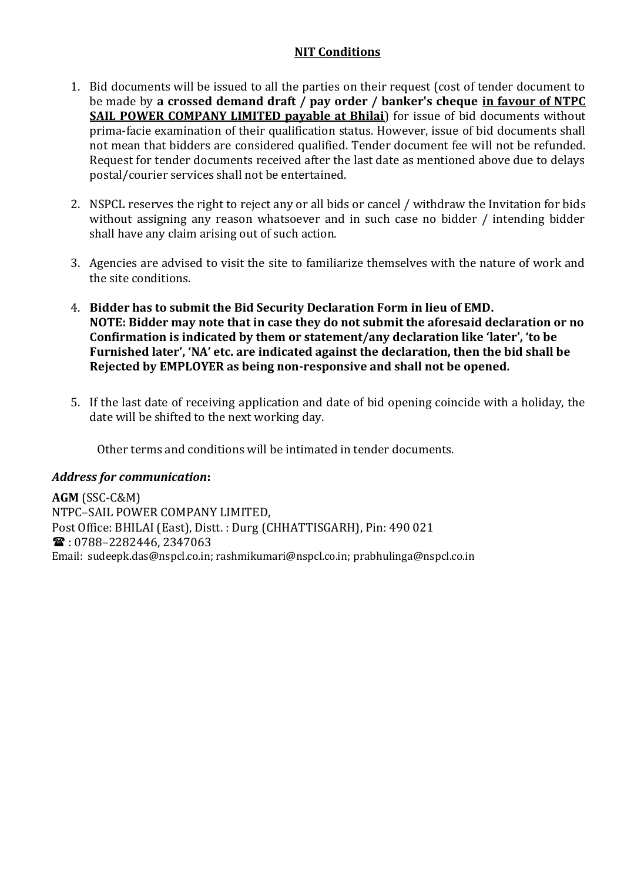## NIT Conditions

1. Bid documents will be issued to all the parties on their request (cost of tender document to be made by **a crossed demand draft / pay order / banker's cheque in favour of NTPC SAIL POWER COMPANY LIMITED payable at Bhilai**) for issue of bid documents without prima-facie examination of their qualification status. However, issue of bid documents shall not mean that bidders are considered qualified. Tender document fee will not be refunded. Request for tender documents received after the last date as mentioned above due to delays postal/courier services shall not be entertained.

2. NSPCL reserves the right to reject any or all bids or cancel / withdraw the Invitation for bids without assigning any reason whatsoever and in such case no bidder / intending bidder shall have any claim arising out of such action.

3. Agencies are advised to visit the site to familiarize themselves with the nature of work and the site conditions.

4. **Bidder has to submit the Bid Security Declaration Form in lieu of EMD.**
   **NOTE: Bidder may note that in case they do not submit the aforesaid declaration or no Confirmation is indicated by them or statement/any declaration like 'later', 'to be Furnished later', 'NA' etc. are indicated against the declaration, then the bid shall be Rejected by EMPLOYER as being non-responsive and shall not be opened.**

5. If the last date of receiving application and date of bid opening coincide with a holiday, the date will be shifted to the next working day.

Other terms and conditions will be intimated in tender documents.

***Address for communication*:**

**AGM** (SSC-C&M)
NTPC–SAIL POWER COMPANY LIMITED,
Post Office: BHILAI (East), Distt. : Durg (CHHATTISGARH), Pin: 490 021
☎ : 0788–2282446, 2347063
Email: sudeepk.das@nspcl.co.in; rashmikumari@nspcl.co.in; prabhulinga@nspcl.co.in